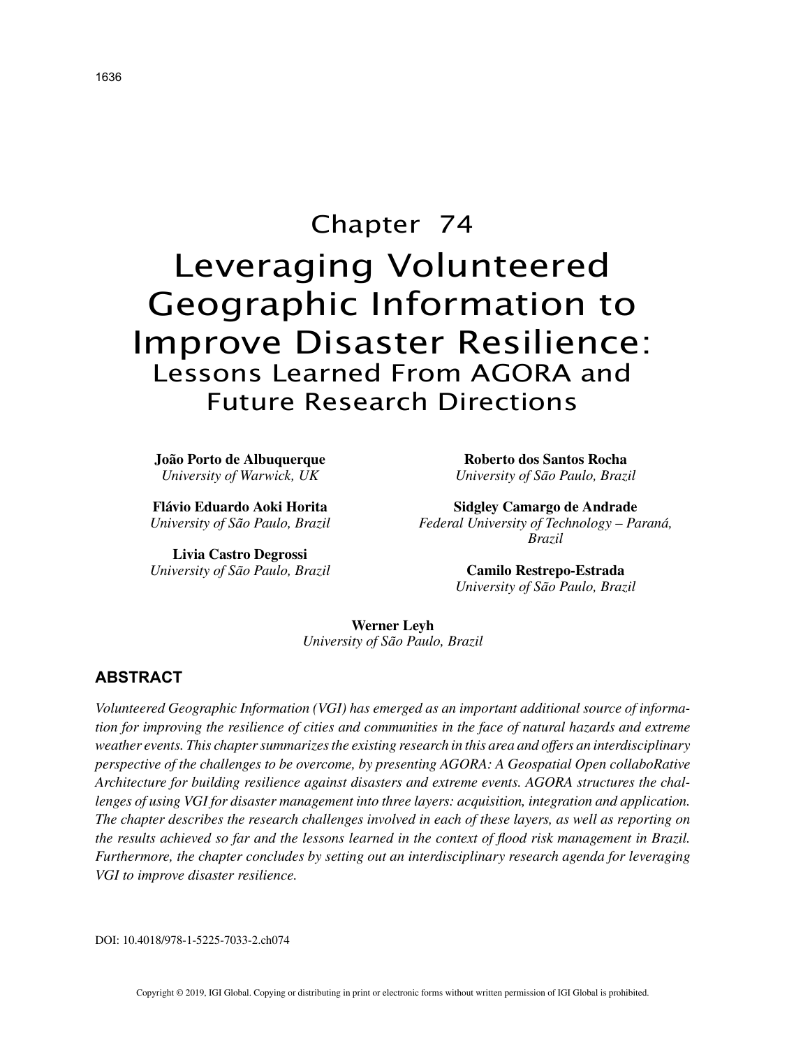# Chapter 74

# Leveraging Volunteered Geographic Information to Improve Disaster Resilience:

## Lessons Learned From AGORA and Future Research Directions

**João Porto de Albuquerque**
*University of Warwick, UK*

**Flávio Eduardo Aoki Horita**
*University of São Paulo, Brazil*

**Livia Castro Degrossi**
*University of São Paulo, Brazil*

**Roberto dos Santos Rocha**
*University of São Paulo, Brazil*

**Sidgley Camargo de Andrade**
*Federal University of Technology – Paraná, Brazil*

**Camilo Restrepo-Estrada**
*University of São Paulo, Brazil*

**Werner Leyh**
*University of São Paulo, Brazil*

## ABSTRACT

*Volunteered Geographic Information (VGI) has emerged as an important additional source of information for improving the resilience of cities and communities in the face of natural hazards and extreme weather events. This chapter summarizes the existing research in this area and offers an interdisciplinary perspective of the challenges to be overcome, by presenting AGORA: A Geospatial Open collaboRative Architecture for building resilience against disasters and extreme events. AGORA structures the challenges of using VGI for disaster management into three layers: acquisition, integration and application. The chapter describes the research challenges involved in each of these layers, as well as reporting on the results achieved so far and the lessons learned in the context of flood risk management in Brazil. Furthermore, the chapter concludes by setting out an interdisciplinary research agenda for leveraging VGI to improve disaster resilience.*

DOI: 10.4018/978-1-5225-7033-2.ch074

Copyright © 2019, IGI Global. Copying or distributing in print or electronic forms without written permission of IGI Global is prohibited.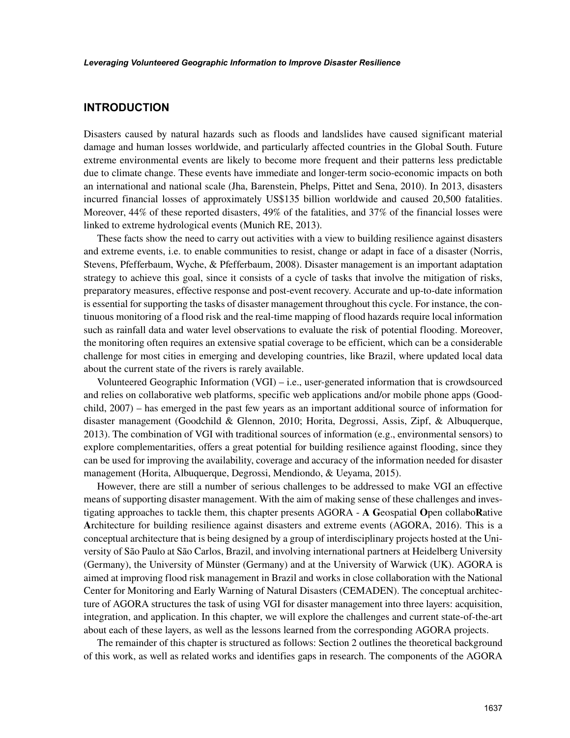## INTRODUCTION

Disasters caused by natural hazards such as floods and landslides have caused significant material damage and human losses worldwide, and particularly affected countries in the Global South. Future extreme environmental events are likely to become more frequent and their patterns less predictable due to climate change. These events have immediate and longer-term socio-economic impacts on both an international and national scale (Jha, Barenstein, Phelps, Pittet and Sena, 2010). In 2013, disasters incurred financial losses of approximately US$135 billion worldwide and caused 20,500 fatalities. Moreover, 44% of these reported disasters, 49% of the fatalities, and 37% of the financial losses were linked to extreme hydrological events (Munich RE, 2013).

These facts show the need to carry out activities with a view to building resilience against disasters and extreme events, i.e. to enable communities to resist, change or adapt in face of a disaster (Norris, Stevens, Pfefferbaum, Wyche, & Pfefferbaum, 2008). Disaster management is an important adaptation strategy to achieve this goal, since it consists of a cycle of tasks that involve the mitigation of risks, preparatory measures, effective response and post-event recovery. Accurate and up-to-date information is essential for supporting the tasks of disaster management throughout this cycle. For instance, the continuous monitoring of a flood risk and the real-time mapping of flood hazards require local information such as rainfall data and water level observations to evaluate the risk of potential flooding. Moreover, the monitoring often requires an extensive spatial coverage to be efficient, which can be a considerable challenge for most cities in emerging and developing countries, like Brazil, where updated local data about the current state of the rivers is rarely available.

Volunteered Geographic Information (VGI) – i.e., user-generated information that is crowdsourced and relies on collaborative web platforms, specific web applications and/or mobile phone apps (Goodchild, 2007) – has emerged in the past few years as an important additional source of information for disaster management (Goodchild & Glennon, 2010; Horita, Degrossi, Assis, Zipf, & Albuquerque, 2013). The combination of VGI with traditional sources of information (e.g., environmental sensors) to explore complementarities, offers a great potential for building resilience against flooding, since they can be used for improving the availability, coverage and accuracy of the information needed for disaster management (Horita, Albuquerque, Degrossi, Mendiondo, & Ueyama, 2015).

However, there are still a number of serious challenges to be addressed to make VGI an effective means of supporting disaster management. With the aim of making sense of these challenges and investigating approaches to tackle them, this chapter presents AGORA - **A G**eospatial **O**pen collabo**R**ative **A**rchitecture for building resilience against disasters and extreme events (AGORA, 2016). This is a conceptual architecture that is being designed by a group of interdisciplinary projects hosted at the University of São Paulo at São Carlos, Brazil, and involving international partners at Heidelberg University (Germany), the University of Münster (Germany) and at the University of Warwick (UK). AGORA is aimed at improving flood risk management in Brazil and works in close collaboration with the National Center for Monitoring and Early Warning of Natural Disasters (CEMADEN). The conceptual architecture of AGORA structures the task of using VGI for disaster management into three layers: acquisition, integration, and application. In this chapter, we will explore the challenges and current state-of-the-art about each of these layers, as well as the lessons learned from the corresponding AGORA projects.

The remainder of this chapter is structured as follows: Section 2 outlines the theoretical background of this work, as well as related works and identifies gaps in research. The components of the AGORA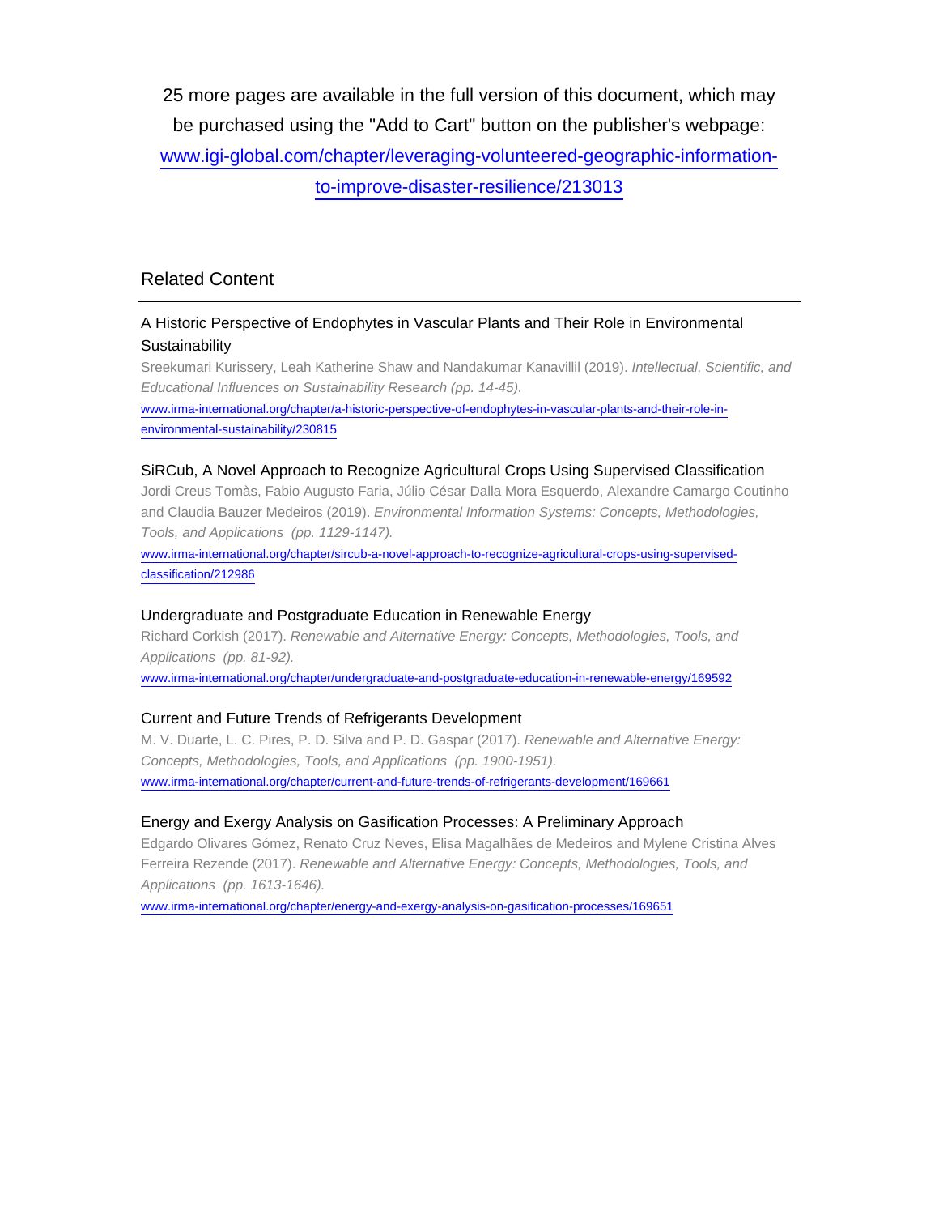25 more pages are available in the full version of this document, which may be purchased using the "Add to Cart" button on the publisher's webpage: [www.igi-global.com/chapter/leveraging-volunteered-geographic-information-to-improve-disaster-resilience/213013](www.igi-global.com/chapter/leveraging-volunteered-geographic-information-to-improve-disaster-resilience/213013)

## Related Content

**A Historic Perspective of Endophytes in Vascular Plants and Their Role in Environmental Sustainability**

Sreekumari Kurissery, Leah Katherine Shaw and Nandakumar Kanavillil (2019). *Intellectual, Scientific, and Educational Influences on Sustainability Research (pp. 14-45).*

[www.irma-international.org/chapter/a-historic-perspective-of-endophytes-in-vascular-plants-and-their-role-in-environmental-sustainability/230815](www.irma-international.org/chapter/a-historic-perspective-of-endophytes-in-vascular-plants-and-their-role-in-environmental-sustainability/230815)

**SiRCub, A Novel Approach to Recognize Agricultural Crops Using Supervised Classification**

Jordi Creus Tomàs, Fabio Augusto Faria, Júlio César Dalla Mora Esquerdo, Alexandre Camargo Coutinho and Claudia Bauzer Medeiros (2019). *Environmental Information Systems: Concepts, Methodologies, Tools, and Applications (pp. 1129-1147).*

[www.irma-international.org/chapter/sircub-a-novel-approach-to-recognize-agricultural-crops-using-supervised-classification/212986](www.irma-international.org/chapter/sircub-a-novel-approach-to-recognize-agricultural-crops-using-supervised-classification/212986)

**Undergraduate and Postgraduate Education in Renewable Energy**

Richard Corkish (2017). *Renewable and Alternative Energy: Concepts, Methodologies, Tools, and Applications (pp. 81-92).*

[www.irma-international.org/chapter/undergraduate-and-postgraduate-education-in-renewable-energy/169592](www.irma-international.org/chapter/undergraduate-and-postgraduate-education-in-renewable-energy/169592)

**Current and Future Trends of Refrigerants Development**

M. V. Duarte, L. C. Pires, P. D. Silva and P. D. Gaspar (2017). *Renewable and Alternative Energy: Concepts, Methodologies, Tools, and Applications (pp. 1900-1951).*

[www.irma-international.org/chapter/current-and-future-trends-of-refrigerants-development/169661](www.irma-international.org/chapter/current-and-future-trends-of-refrigerants-development/169661)

**Energy and Exergy Analysis on Gasification Processes: A Preliminary Approach**

Edgardo Olivares Gómez, Renato Cruz Neves, Elisa Magalhães de Medeiros and Mylene Cristina Alves Ferreira Rezende (2017). *Renewable and Alternative Energy: Concepts, Methodologies, Tools, and Applications (pp. 1613-1646).*

[www.irma-international.org/chapter/energy-and-exergy-analysis-on-gasification-processes/169651](www.irma-international.org/chapter/energy-and-exergy-analysis-on-gasification-processes/169651)